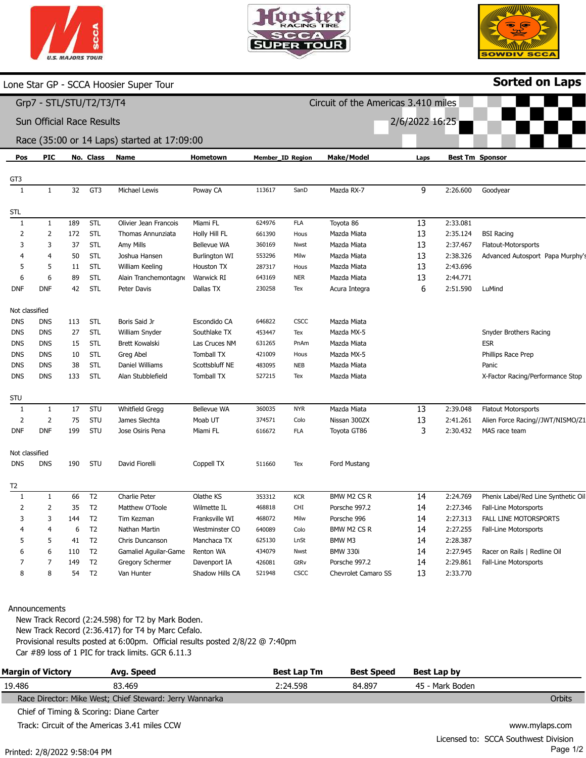Lone Star GP - SCCA Hoosier Super Tour

**Sorted on Laps**

## Grp7 - STL/STU/T2/T3/T4

Circuit of the Americas 3.410 miles

Sun Official Race Results

2/6/2022 16:25

Race (35:00 or 14 Laps) started at 17:09:00

| Pos | PIC | No. | Class | Name | Hometown | Member_ID | Region | Make/Model | Laps | Best Tm | Sponsor |
|---|---|---|---|---|---|---|---|---|---|---|---|
| **GT3** | | | | | | | | | | | |
| 1 | 1 | 32 | GT3 | Michael Lewis | Poway CA | 113617 | SanD | Mazda RX-7 | 9 | 2:26.600 | Goodyear |
| **STL** | | | | | | | | | | | |
| 1 | 1 | 189 | STL | Olivier Jean Francois | Miami FL | 624976 | FLA | Toyota 86 | 13 | 2:33.081 | |
| 2 | 2 | 172 | STL | Thomas Annunziata | Holly Hill FL | 661390 | Hous | Mazda Miata | 13 | 2:35.124 | BSI Racing |
| 3 | 3 | 37 | STL | Amy Mills | Bellevue WA | 360169 | Nwst | Mazda Miata | 13 | 2:37.467 | Flatout-Motorsports |
| 4 | 4 | 50 | STL | Joshua Hansen | Burlington WI | 553296 | Milw | Mazda Miata | 13 | 2:38.326 | Advanced Autosport Papa Murphy's |
| 5 | 5 | 11 | STL | William Keeling | Houston TX | 287317 | Hous | Mazda Miata | 13 | 2:43.696 | |
| 6 | 6 | 89 | STL | Alain Tranchemontagne | Warwick RI | 643169 | NER | Mazda Miata | 13 | 2:44.771 | |
| DNF | DNF | 42 | STL | Peter Davis | Dallas TX | 230258 | Tex | Acura Integra | 6 | 2:51.590 | LuMind |
| **Not classified** | | | | | | | | | | | |
| DNS | DNS | 113 | STL | Boris Said Jr | Escondido CA | 646822 | CSCC | Mazda Miata | | | |
| DNS | DNS | 27 | STL | William Snyder | Southlake TX | 453447 | Tex | Mazda MX-5 | | | Snyder Brothers Racing |
| DNS | DNS | 15 | STL | Brett Kowalski | Las Cruces NM | 631265 | PnAm | Mazda Miata | | | ESR |
| DNS | DNS | 10 | STL | Greg Abel | Tomball TX | 421009 | Hous | Mazda MX-5 | | | Phillips Race Prep |
| DNS | DNS | 38 | STL | Daniel Williams | Scottsbluff NE | 483095 | NEB | Mazda Miata | | | Panic |
| DNS | DNS | 133 | STL | Alan Stubblefield | Tomball TX | 527215 | Tex | Mazda Miata | | | X-Factor Racing/Performance Stop |
| **STU** | | | | | | | | | | | |
| 1 | 1 | 17 | STU | Whitfield Gregg | Bellevue WA | 360035 | NYR | Mazda Miata | 13 | 2:39.048 | Flatout Motorsports |
| 2 | 2 | 75 | STU | James Slechta | Moab UT | 374571 | Colo | Nissan 300ZX | 13 | 2:41.261 | Alien Force Racing//JWT/NISMO/Z1 |
| DNF | DNF | 199 | STU | Jose Osiris Pena | Miami FL | 616672 | FLA | Toyota GT86 | 3 | 2:30.432 | MAS race team |
| **Not classified** | | | | | | | | | | | |
| DNS | DNS | 190 | STU | David Fiorelli | Coppell TX | 511660 | Tex | Ford Mustang | | | |
| **T2** | | | | | | | | | | | |
| 1 | 1 | 66 | T2 | Charlie Peter | Olathe KS | 353312 | KCR | BMW M2 CS R | 14 | 2:24.769 | Phenix Label/Red Line Synthetic Oil |
| 2 | 2 | 35 | T2 | Matthew O'Toole | Wilmette IL | 468818 | CHI | Porsche 997.2 | 14 | 2:27.346 | Fall-Line Motorsports |
| 3 | 3 | 144 | T2 | Tim Kezman | Franksville WI | 468072 | Milw | Porsche 996 | 14 | 2:27.313 | FALL LINE MOTORSPORTS |
| 4 | 4 | 6 | T2 | Nathan Martin | Westminster CO | 640089 | Colo | BMW M2 CS R | 14 | 2:27.255 | Fall-Line Motorsports |
| 5 | 5 | 41 | T2 | Chris Duncanson | Manchaca TX | 625130 | LnSt | BMW M3 | 14 | 2:28.387 | |
| 6 | 6 | 110 | T2 | Gamaliel Aguilar-Game | Renton WA | 434079 | Nwst | BMW 330i | 14 | 2:27.945 | Racer on Rails \| Redline Oil |
| 7 | 7 | 149 | T2 | Gregory Schermer | Davenport IA | 426081 | GtRv | Porsche 997.2 | 14 | 2:29.861 | Fall-Line Motorsports |
| 8 | 8 | 54 | T2 | Van Hunter | Shadow Hills CA | 521948 | CSCC | Chevrolet Camaro SS | 13 | 2:33.770 | |

Announcements

New Track Record (2:24.598) for T2 by Mark Boden.
New Track Record (2:36.417) for T4 by Marc Cefalo.
Provisional results posted at 6:00pm. Official results posted 2/8/22 @ 7:40pm
Car #89 loss of 1 PIC for track limits. GCR 6.11.3

| Margin of Victory | Avg. Speed | Best Lap Tm | Best Speed | Best Lap by |
|---|---|---|---|---|
| 19.486 | 83.469 | 2:24.598 | 84.897 | 45 - Mark Boden |

Race Director: Mike West; Chief Steward: Jerry Wannarka

Orbits

Chief of Timing & Scoring: Diane Carter

Track: Circuit of the Americas 3.41 miles CCW

www.mylaps.com

Licensed to: SCCA Southwest Division

Printed: 2/8/2022 9:58:04 PM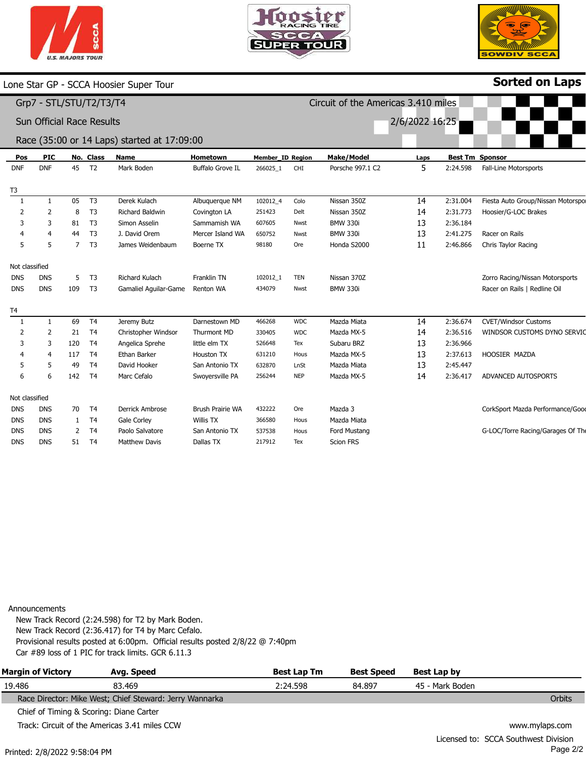Lone Star GP - SCCA Hoosier Super Tour

**Sorted on Laps**

Grp7 - STL/STU/T2/T3/T4

Circuit of the Americas 3.410 miles

Sun Official Race Results

2/6/2022 16:25

Race (35:00 or 14 Laps) started at 17:09:00

| Pos | PIC | No. | Class | Name | Hometown | Member_ID | Region | Make/Model | Laps | Best Tm | Sponsor |
|---|---|---|---|---|---|---|---|---|---|---|---|
| DNF | DNF | 45 | T2 | Mark Boden | Buffalo Grove IL | 266025_1 | CHI | Porsche 997.1 C2 | 5 | 2:24.598 | Fall-Line Motorsports |
| **T3** | | | | | | | | | | | |
| 1 | 1 | 05 | T3 | Derek Kulach | Albuquerque NM | 102012_4 | Colo | Nissan 350Z | 14 | 2:31.004 | Fiesta Auto Group/Nissan Motorspo |
| 2 | 2 | 8 | T3 | Richard Baldwin | Covington LA | 251423 | Delt | Nissan 350Z | 14 | 2:31.773 | Hoosier/G-LOC Brakes |
| 3 | 3 | 81 | T3 | Simon Asselin | Sammamish WA | 607605 | Nwst | BMW 330i | 13 | 2:36.184 | |
| 4 | 4 | 44 | T3 | J. David Orem | Mercer Island WA | 650752 | Nwst | BMW 330i | 13 | 2:41.275 | Racer on Rails |
| 5 | 5 | 7 | T3 | James Weidenbaum | Boerne TX | 98180 | Ore | Honda S2000 | 11 | 2:46.866 | Chris Taylor Racing |
| Not classified | | | | | | | | | | | |
| DNS | DNS | 5 | T3 | Richard Kulach | Franklin TN | 102012_1 | TEN | Nissan 370Z | | | Zorro Racing/Nissan Motorsports |
| DNS | DNS | 109 | T3 | Gamaliel Aguilar-Game | Renton WA | 434079 | Nwst | BMW 330i | | | Racer on Rails \| Redline Oil |
| **T4** | | | | | | | | | | | |
| 1 | 1 | 69 | T4 | Jeremy Butz | Darnestown MD | 466268 | WDC | Mazda Miata | 14 | 2:36.674 | CVET/Windsor Customs |
| 2 | 2 | 21 | T4 | Christopher Windsor | Thurmont MD | 330405 | WDC | Mazda MX-5 | 14 | 2:36.516 | WINDSOR CUSTOMS DYNO SERVIC |
| 3 | 3 | 120 | T4 | Angelica Sprehe | little elm TX | 526648 | Tex | Subaru BRZ | 13 | 2:36.966 | |
| 4 | 4 | 117 | T4 | Ethan Barker | Houston TX | 631210 | Hous | Mazda MX-5 | 13 | 2:37.613 | HOOSIER MAZDA |
| 5 | 5 | 49 | T4 | David Hooker | San Antonio TX | 632870 | LnSt | Mazda Miata | 13 | 2:45.447 | |
| 6 | 6 | 142 | T4 | Marc Cefalo | Swoyersville PA | 256244 | NEP | Mazda MX-5 | 14 | 2:36.417 | ADVANCED AUTOSPORTS |
| Not classified | | | | | | | | | | | |
| DNS | DNS | 70 | T4 | Derrick Ambrose | Brush Prairie WA | 432222 | Ore | Mazda 3 | | | CorkSport Mazda Performance/Goo |
| DNS | DNS | 1 | T4 | Gale Corley | Willis TX | 366580 | Hous | Mazda Miata | | | |
| DNS | DNS | 2 | T4 | Paolo Salvatore | San Antonio TX | 537538 | Hous | Ford Mustang | | | G-LOC/Torre Racing/Garages Of Th |
| DNS | DNS | 51 | T4 | Matthew Davis | Dallas TX | 217912 | Tex | Scion FRS | | | |

Announcements

New Track Record (2:24.598) for T2 by Mark Boden.
New Track Record (2:36.417) for T4 by Marc Cefalo.
Provisional results posted at 6:00pm. Official results posted 2/8/22 @ 7:40pm
Car #89 loss of 1 PIC for track limits. GCR 6.11.3

| Margin of Victory | Avg. Speed | Best Lap Tm | Best Speed | Best Lap by |
|---|---|---|---|---|
| 19.486 | 83.469 | 2:24.598 | 84.897 | 45 - Mark Boden |

Race Director: Mike West; Chief Steward: Jerry Wannarka

Orbits

Chief of Timing & Scoring: Diane Carter

Track: Circuit of the Americas 3.41 miles CCW

www.mylaps.com

Licensed to: SCCA Southwest Division

Printed: 2/8/2022 9:58:04 PM